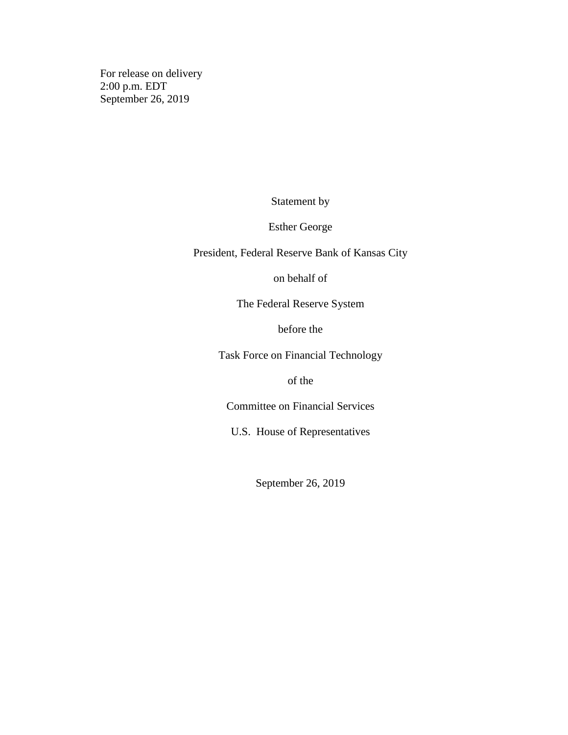For release on delivery
2:00 p.m. EDT
September 26, 2019

Statement by

Esther George

President, Federal Reserve Bank of Kansas City

on behalf of

The Federal Reserve System

before the

Task Force on Financial Technology

of the

Committee on Financial Services

U.S. House of Representatives

September 26, 2019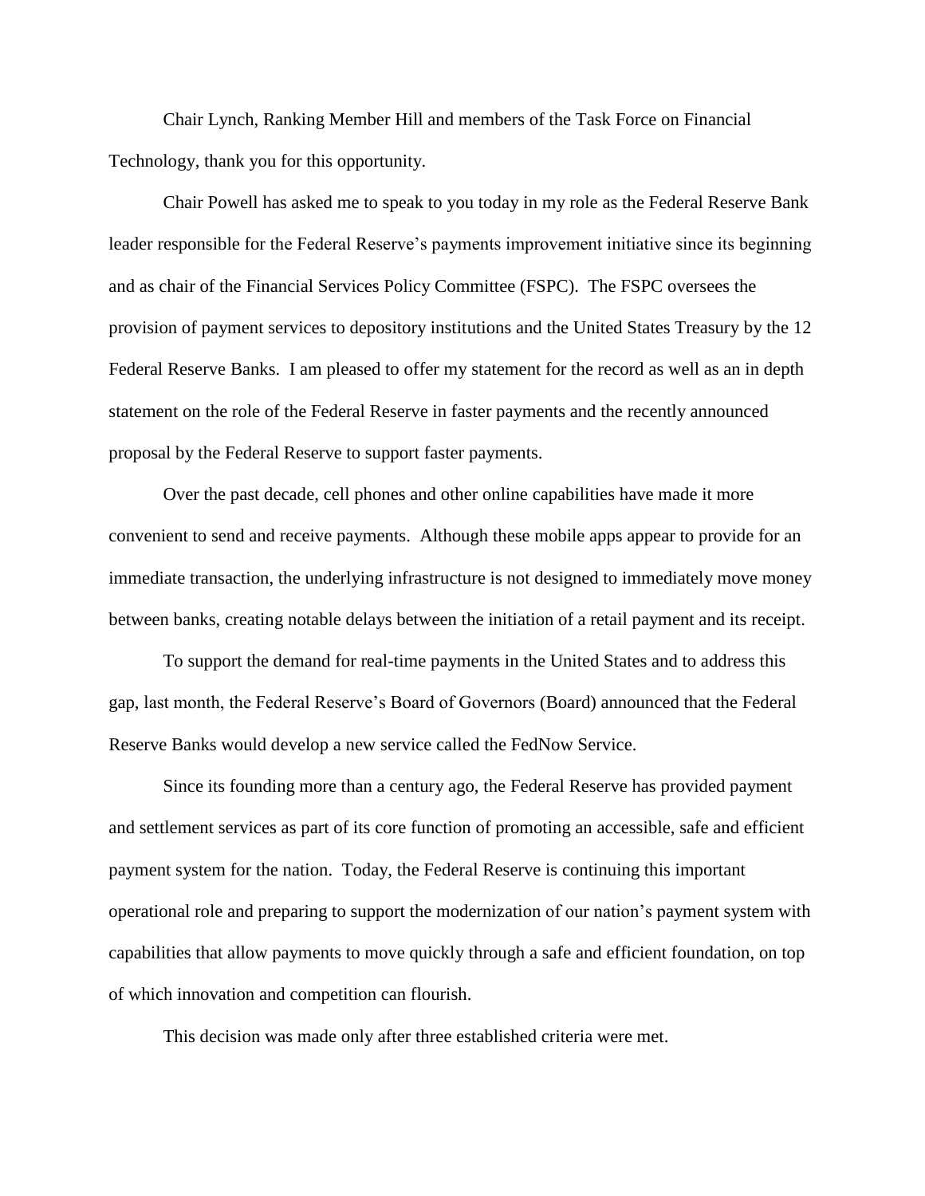Chair Lynch, Ranking Member Hill and members of the Task Force on Financial Technology, thank you for this opportunity.

Chair Powell has asked me to speak to you today in my role as the Federal Reserve Bank leader responsible for the Federal Reserve's payments improvement initiative since its beginning and as chair of the Financial Services Policy Committee (FSPC). The FSPC oversees the provision of payment services to depository institutions and the United States Treasury by the 12 Federal Reserve Banks. I am pleased to offer my statement for the record as well as an in depth statement on the role of the Federal Reserve in faster payments and the recently announced proposal by the Federal Reserve to support faster payments.

Over the past decade, cell phones and other online capabilities have made it more convenient to send and receive payments. Although these mobile apps appear to provide for an immediate transaction, the underlying infrastructure is not designed to immediately move money between banks, creating notable delays between the initiation of a retail payment and its receipt.

To support the demand for real-time payments in the United States and to address this gap, last month, the Federal Reserve's Board of Governors (Board) announced that the Federal Reserve Banks would develop a new service called the FedNow Service.

Since its founding more than a century ago, the Federal Reserve has provided payment and settlement services as part of its core function of promoting an accessible, safe and efficient payment system for the nation. Today, the Federal Reserve is continuing this important operational role and preparing to support the modernization of our nation's payment system with capabilities that allow payments to move quickly through a safe and efficient foundation, on top of which innovation and competition can flourish.

This decision was made only after three established criteria were met.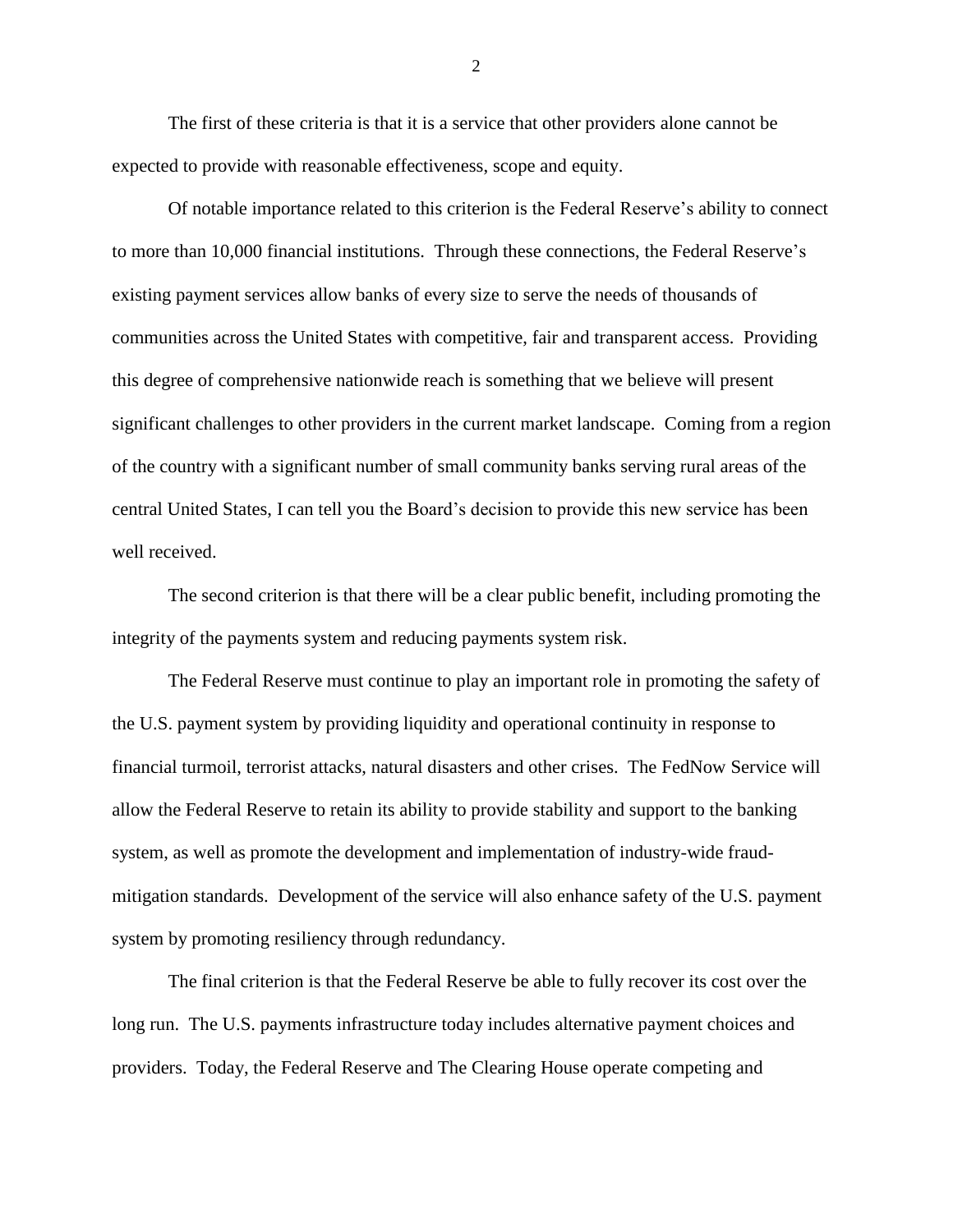The first of these criteria is that it is a service that other providers alone cannot be expected to provide with reasonable effectiveness, scope and equity.

Of notable importance related to this criterion is the Federal Reserve's ability to connect to more than 10,000 financial institutions. Through these connections, the Federal Reserve's existing payment services allow banks of every size to serve the needs of thousands of communities across the United States with competitive, fair and transparent access. Providing this degree of comprehensive nationwide reach is something that we believe will present significant challenges to other providers in the current market landscape. Coming from a region of the country with a significant number of small community banks serving rural areas of the central United States, I can tell you the Board's decision to provide this new service has been well received.

The second criterion is that there will be a clear public benefit, including promoting the integrity of the payments system and reducing payments system risk.

The Federal Reserve must continue to play an important role in promoting the safety of the U.S. payment system by providing liquidity and operational continuity in response to financial turmoil, terrorist attacks, natural disasters and other crises. The FedNow Service will allow the Federal Reserve to retain its ability to provide stability and support to the banking system, as well as promote the development and implementation of industry-wide fraud-mitigation standards. Development of the service will also enhance safety of the U.S. payment system by promoting resiliency through redundancy.

The final criterion is that the Federal Reserve be able to fully recover its cost over the long run. The U.S. payments infrastructure today includes alternative payment choices and providers. Today, the Federal Reserve and The Clearing House operate competing and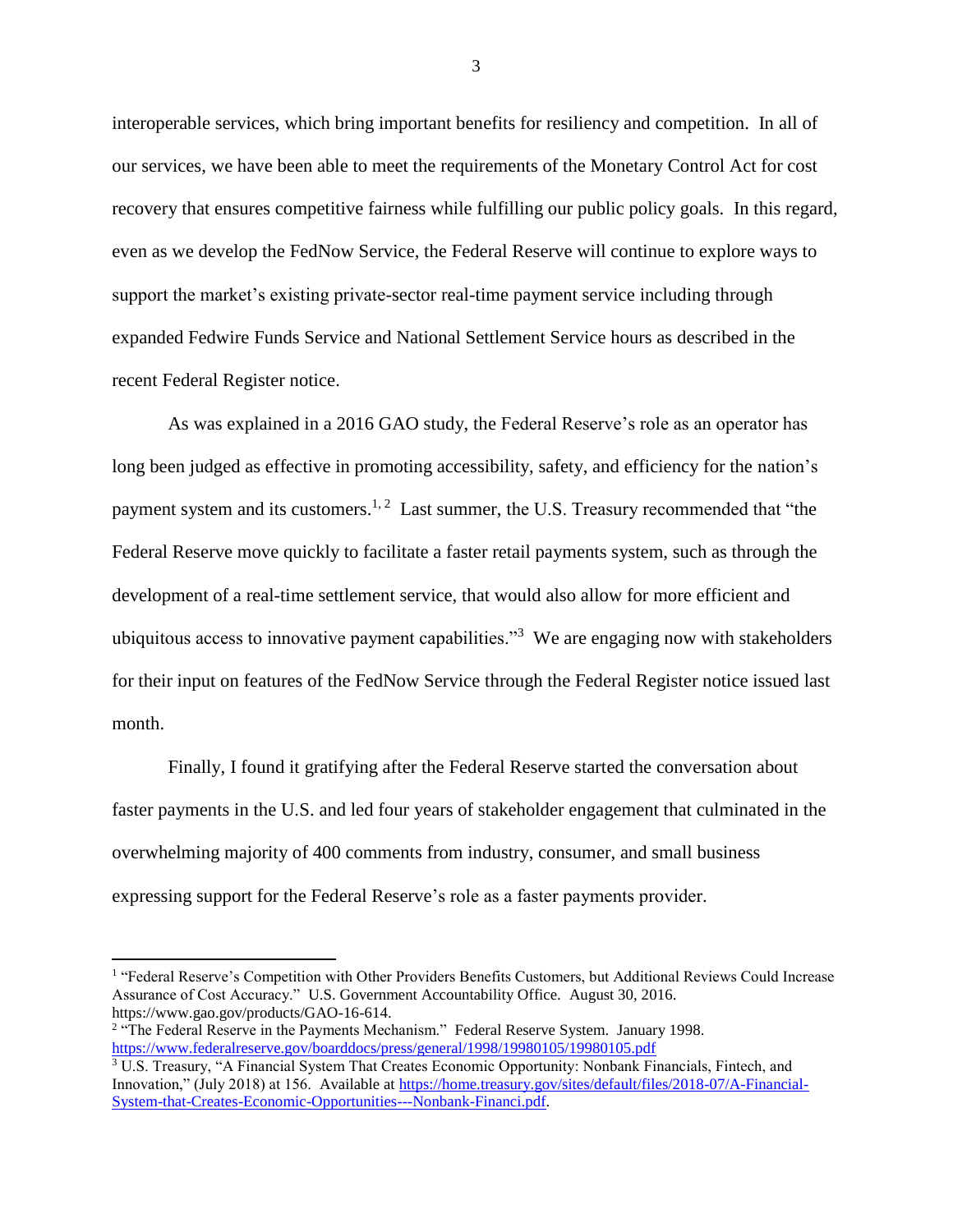interoperable services, which bring important benefits for resiliency and competition. In all of our services, we have been able to meet the requirements of the Monetary Control Act for cost recovery that ensures competitive fairness while fulfilling our public policy goals. In this regard, even as we develop the FedNow Service, the Federal Reserve will continue to explore ways to support the market's existing private-sector real-time payment service including through expanded Fedwire Funds Service and National Settlement Service hours as described in the recent Federal Register notice.

As was explained in a 2016 GAO study, the Federal Reserve's role as an operator has long been judged as effective in promoting accessibility, safety, and efficiency for the nation's payment system and its customers.[1, 2] Last summer, the U.S. Treasury recommended that "the Federal Reserve move quickly to facilitate a faster retail payments system, such as through the development of a real-time settlement service, that would also allow for more efficient and ubiquitous access to innovative payment capabilities."[3] We are engaging now with stakeholders for their input on features of the FedNow Service through the Federal Register notice issued last month.

Finally, I found it gratifying after the Federal Reserve started the conversation about faster payments in the U.S. and led four years of stakeholder engagement that culminated in the overwhelming majority of 400 comments from industry, consumer, and small business expressing support for the Federal Reserve's role as a faster payments provider.

---

[1] "Federal Reserve's Competition with Other Providers Benefits Customers, but Additional Reviews Could Increase Assurance of Cost Accuracy." U.S. Government Accountability Office. August 30, 2016. https://www.gao.gov/products/GAO-16-614.

[2] "The Federal Reserve in the Payments Mechanism." Federal Reserve System. January 1998. https://www.federalreserve.gov/boarddocs/press/general/1998/19980105/19980105.pdf

[3] U.S. Treasury, "A Financial System That Creates Economic Opportunity: Nonbank Financials, Fintech, and Innovation," (July 2018) at 156. Available at https://home.treasury.gov/sites/default/files/2018-07/A-Financial-System-that-Creates-Economic-Opportunities---Nonbank-Financi.pdf.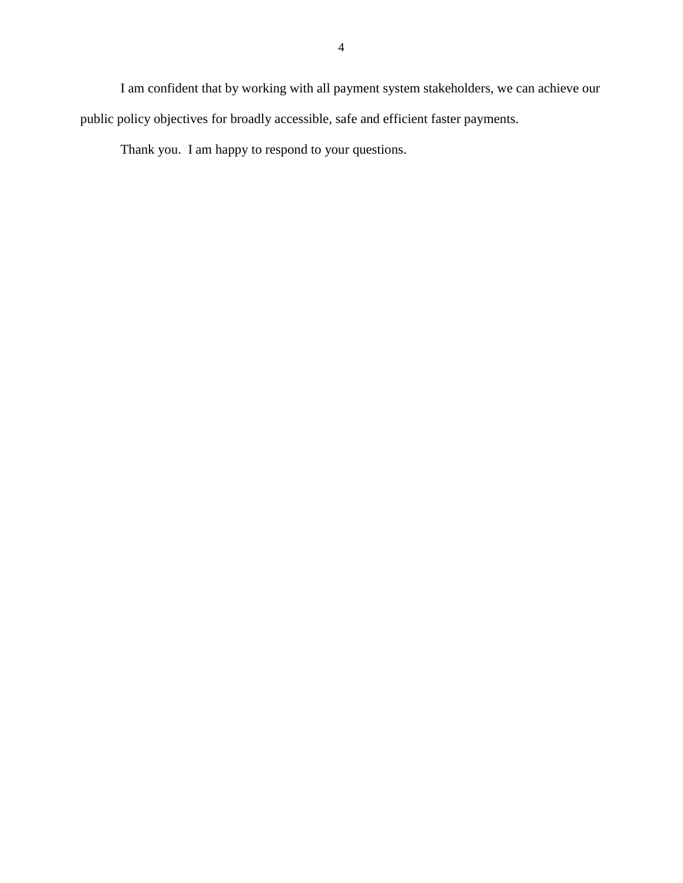I am confident that by working with all payment system stakeholders, we can achieve our public policy objectives for broadly accessible, safe and efficient faster payments.

Thank you. I am happy to respond to your questions.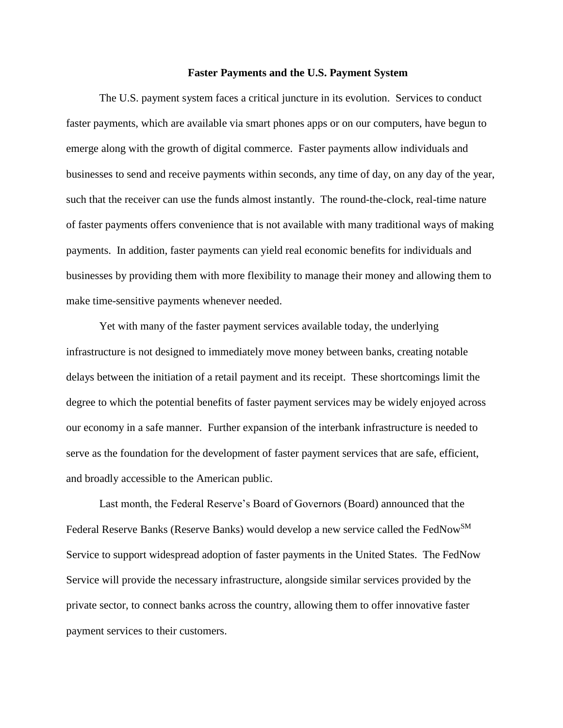**Faster Payments and the U.S. Payment System**

The U.S. payment system faces a critical juncture in its evolution. Services to conduct faster payments, which are available via smart phones apps or on our computers, have begun to emerge along with the growth of digital commerce. Faster payments allow individuals and businesses to send and receive payments within seconds, any time of day, on any day of the year, such that the receiver can use the funds almost instantly. The round-the-clock, real-time nature of faster payments offers convenience that is not available with many traditional ways of making payments. In addition, faster payments can yield real economic benefits for individuals and businesses by providing them with more flexibility to manage their money and allowing them to make time-sensitive payments whenever needed.

Yet with many of the faster payment services available today, the underlying infrastructure is not designed to immediately move money between banks, creating notable delays between the initiation of a retail payment and its receipt. These shortcomings limit the degree to which the potential benefits of faster payment services may be widely enjoyed across our economy in a safe manner. Further expansion of the interbank infrastructure is needed to serve as the foundation for the development of faster payment services that are safe, efficient, and broadly accessible to the American public.

Last month, the Federal Reserve's Board of Governors (Board) announced that the Federal Reserve Banks (Reserve Banks) would develop a new service called the FedNow℠ Service to support widespread adoption of faster payments in the United States. The FedNow Service will provide the necessary infrastructure, alongside similar services provided by the private sector, to connect banks across the country, allowing them to offer innovative faster payment services to their customers.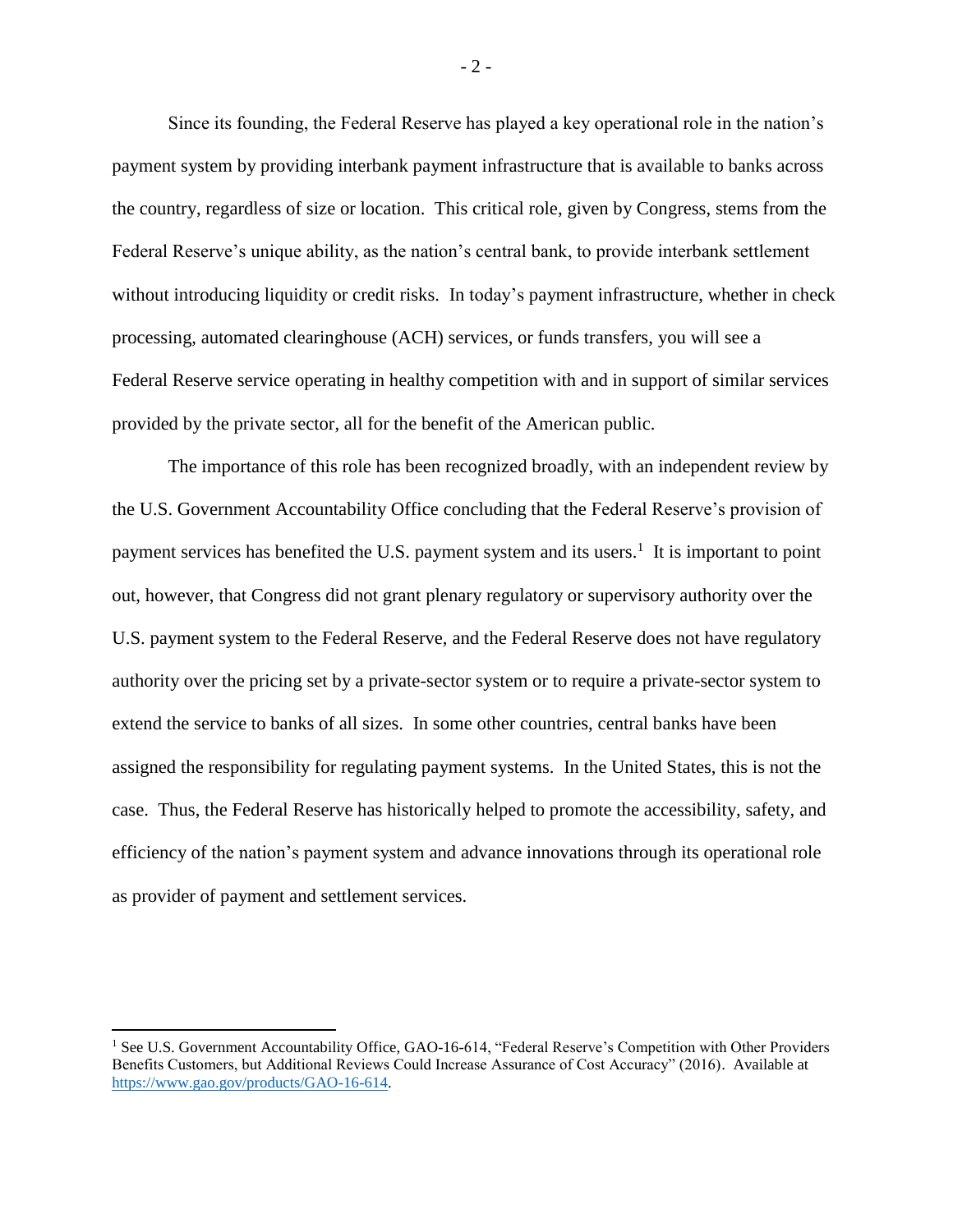Since its founding, the Federal Reserve has played a key operational role in the nation's payment system by providing interbank payment infrastructure that is available to banks across the country, regardless of size or location. This critical role, given by Congress, stems from the Federal Reserve's unique ability, as the nation's central bank, to provide interbank settlement without introducing liquidity or credit risks. In today's payment infrastructure, whether in check processing, automated clearinghouse (ACH) services, or funds transfers, you will see a Federal Reserve service operating in healthy competition with and in support of similar services provided by the private sector, all for the benefit of the American public.

The importance of this role has been recognized broadly, with an independent review by the U.S. Government Accountability Office concluding that the Federal Reserve's provision of payment services has benefited the U.S. payment system and its users.[1] It is important to point out, however, that Congress did not grant plenary regulatory or supervisory authority over the U.S. payment system to the Federal Reserve, and the Federal Reserve does not have regulatory authority over the pricing set by a private-sector system or to require a private-sector system to extend the service to banks of all sizes. In some other countries, central banks have been assigned the responsibility for regulating payment systems. In the United States, this is not the case. Thus, the Federal Reserve has historically helped to promote the accessibility, safety, and efficiency of the nation's payment system and advance innovations through its operational role as provider of payment and settlement services.

---

[1] See U.S. Government Accountability Office, GAO-16-614, "Federal Reserve's Competition with Other Providers Benefits Customers, but Additional Reviews Could Increase Assurance of Cost Accuracy" (2016). Available at https://www.gao.gov/products/GAO-16-614.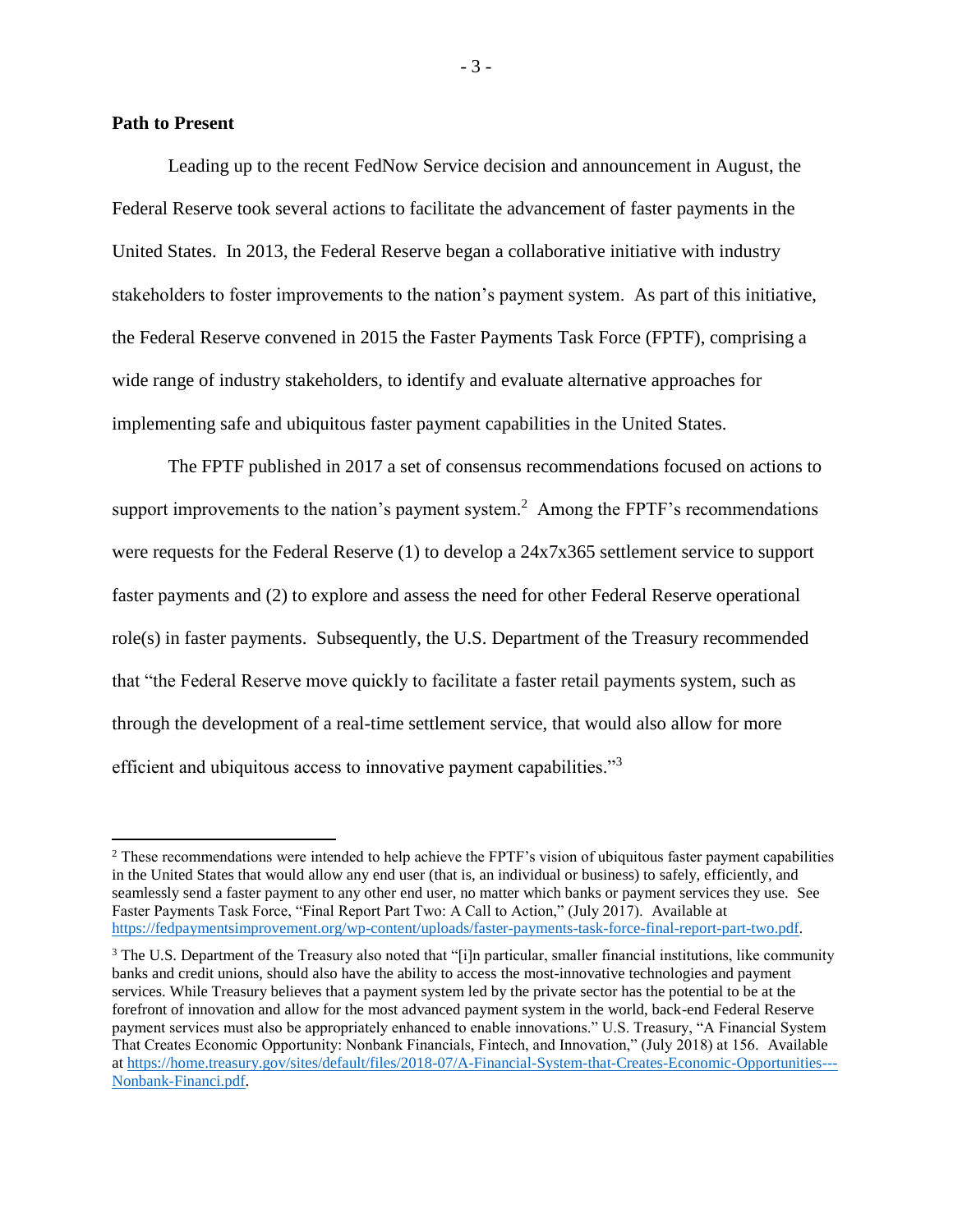## Path to Present

Leading up to the recent FedNow Service decision and announcement in August, the Federal Reserve took several actions to facilitate the advancement of faster payments in the United States. In 2013, the Federal Reserve began a collaborative initiative with industry stakeholders to foster improvements to the nation's payment system. As part of this initiative, the Federal Reserve convened in 2015 the Faster Payments Task Force (FPTF), comprising a wide range of industry stakeholders, to identify and evaluate alternative approaches for implementing safe and ubiquitous faster payment capabilities in the United States.

The FPTF published in 2017 a set of consensus recommendations focused on actions to support improvements to the nation's payment system.[2] Among the FPTF's recommendations were requests for the Federal Reserve (1) to develop a 24x7x365 settlement service to support faster payments and (2) to explore and assess the need for other Federal Reserve operational role(s) in faster payments. Subsequently, the U.S. Department of the Treasury recommended that "the Federal Reserve move quickly to facilitate a faster retail payments system, such as through the development of a real-time settlement service, that would also allow for more efficient and ubiquitous access to innovative payment capabilities."[3]

---

[2] These recommendations were intended to help achieve the FPTF's vision of ubiquitous faster payment capabilities in the United States that would allow any end user (that is, an individual or business) to safely, efficiently, and seamlessly send a faster payment to any other end user, no matter which banks or payment services they use. See Faster Payments Task Force, "Final Report Part Two: A Call to Action," (July 2017). Available at https://fedpaymentsimprovement.org/wp-content/uploads/faster-payments-task-force-final-report-part-two.pdf.

[3] The U.S. Department of the Treasury also noted that "[i]n particular, smaller financial institutions, like community banks and credit unions, should also have the ability to access the most-innovative technologies and payment services. While Treasury believes that a payment system led by the private sector has the potential to be at the forefront of innovation and allow for the most advanced payment system in the world, back-end Federal Reserve payment services must also be appropriately enhanced to enable innovations." U.S. Treasury, "A Financial System That Creates Economic Opportunity: Nonbank Financials, Fintech, and Innovation," (July 2018) at 156. Available at https://home.treasury.gov/sites/default/files/2018-07/A-Financial-System-that-Creates-Economic-Opportunities---Nonbank-Financi.pdf.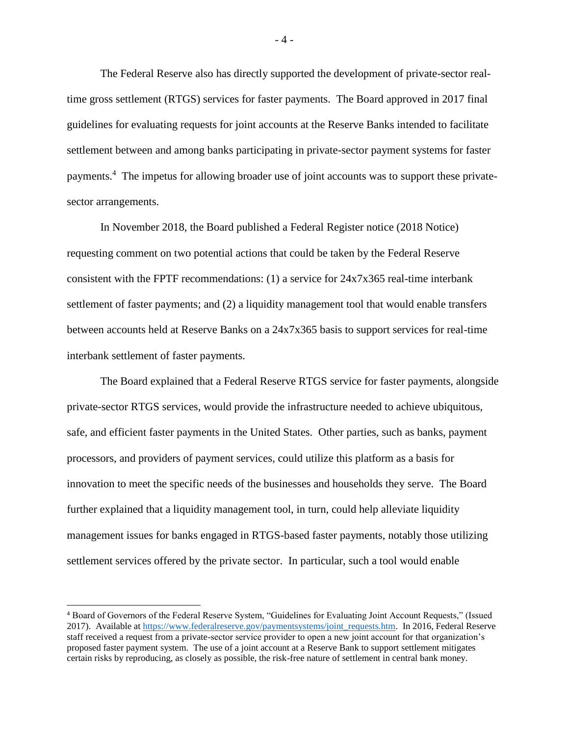The Federal Reserve also has directly supported the development of private-sector real-time gross settlement (RTGS) services for faster payments. The Board approved in 2017 final guidelines for evaluating requests for joint accounts at the Reserve Banks intended to facilitate settlement between and among banks participating in private-sector payment systems for faster payments.[4] The impetus for allowing broader use of joint accounts was to support these private-sector arrangements.

In November 2018, the Board published a Federal Register notice (2018 Notice) requesting comment on two potential actions that could be taken by the Federal Reserve consistent with the FPTF recommendations: (1) a service for 24x7x365 real-time interbank settlement of faster payments; and (2) a liquidity management tool that would enable transfers between accounts held at Reserve Banks on a 24x7x365 basis to support services for real-time interbank settlement of faster payments.

The Board explained that a Federal Reserve RTGS service for faster payments, alongside private-sector RTGS services, would provide the infrastructure needed to achieve ubiquitous, safe, and efficient faster payments in the United States. Other parties, such as banks, payment processors, and providers of payment services, could utilize this platform as a basis for innovation to meet the specific needs of the businesses and households they serve. The Board further explained that a liquidity management tool, in turn, could help alleviate liquidity management issues for banks engaged in RTGS-based faster payments, notably those utilizing settlement services offered by the private sector. In particular, such a tool would enable

[4] Board of Governors of the Federal Reserve System, "Guidelines for Evaluating Joint Account Requests," (Issued 2017). Available at https://www.federalreserve.gov/paymentsystems/joint_requests.htm. In 2016, Federal Reserve staff received a request from a private-sector service provider to open a new joint account for that organization's proposed faster payment system. The use of a joint account at a Reserve Bank to support settlement mitigates certain risks by reproducing, as closely as possible, the risk-free nature of settlement in central bank money.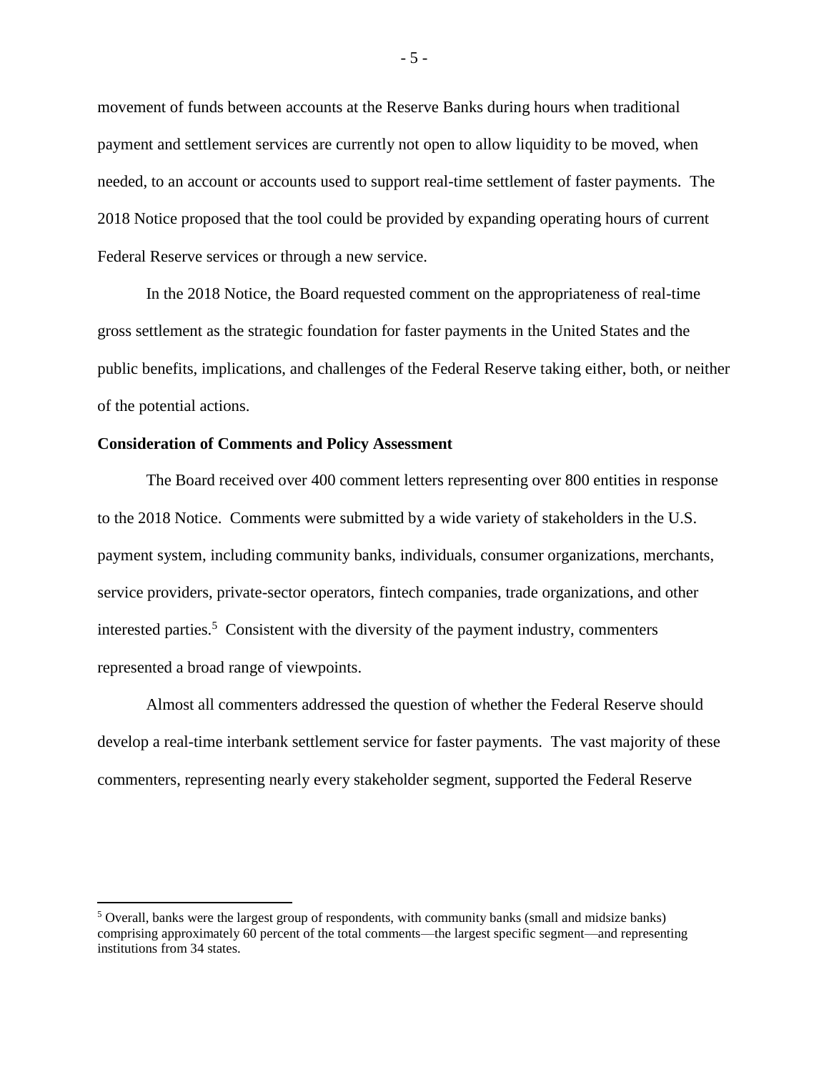movement of funds between accounts at the Reserve Banks during hours when traditional payment and settlement services are currently not open to allow liquidity to be moved, when needed, to an account or accounts used to support real-time settlement of faster payments. The 2018 Notice proposed that the tool could be provided by expanding operating hours of current Federal Reserve services or through a new service.

In the 2018 Notice, the Board requested comment on the appropriateness of real-time gross settlement as the strategic foundation for faster payments in the United States and the public benefits, implications, and challenges of the Federal Reserve taking either, both, or neither of the potential actions.

**Consideration of Comments and Policy Assessment**

The Board received over 400 comment letters representing over 800 entities in response to the 2018 Notice. Comments were submitted by a wide variety of stakeholders in the U.S. payment system, including community banks, individuals, consumer organizations, merchants, service providers, private-sector operators, fintech companies, trade organizations, and other interested parties.[5] Consistent with the diversity of the payment industry, commenters represented a broad range of viewpoints.

Almost all commenters addressed the question of whether the Federal Reserve should develop a real-time interbank settlement service for faster payments. The vast majority of these commenters, representing nearly every stakeholder segment, supported the Federal Reserve

---

[5] Overall, banks were the largest group of respondents, with community banks (small and midsize banks) comprising approximately 60 percent of the total comments—the largest specific segment—and representing institutions from 34 states.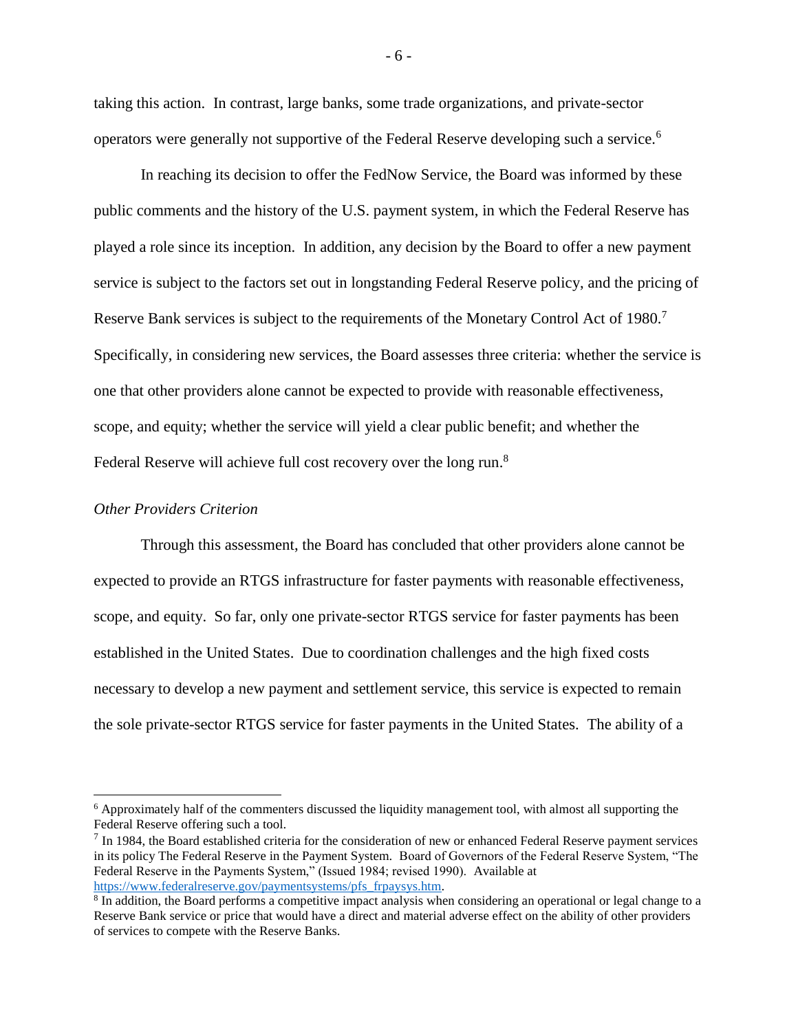taking this action. In contrast, large banks, some trade organizations, and private-sector operators were generally not supportive of the Federal Reserve developing such a service.[6]

In reaching its decision to offer the FedNow Service, the Board was informed by these public comments and the history of the U.S. payment system, in which the Federal Reserve has played a role since its inception. In addition, any decision by the Board to offer a new payment service is subject to the factors set out in longstanding Federal Reserve policy, and the pricing of Reserve Bank services is subject to the requirements of the Monetary Control Act of 1980.[7] Specifically, in considering new services, the Board assesses three criteria: whether the service is one that other providers alone cannot be expected to provide with reasonable effectiveness, scope, and equity; whether the service will yield a clear public benefit; and whether the Federal Reserve will achieve full cost recovery over the long run.[8]

*Other Providers Criterion*

Through this assessment, the Board has concluded that other providers alone cannot be expected to provide an RTGS infrastructure for faster payments with reasonable effectiveness, scope, and equity. So far, only one private-sector RTGS service for faster payments has been established in the United States. Due to coordination challenges and the high fixed costs necessary to develop a new payment and settlement service, this service is expected to remain the sole private-sector RTGS service for faster payments in the United States. The ability of a

---

[6] Approximately half of the commenters discussed the liquidity management tool, with almost all supporting the Federal Reserve offering such a tool.

[7] In 1984, the Board established criteria for the consideration of new or enhanced Federal Reserve payment services in its policy The Federal Reserve in the Payment System. Board of Governors of the Federal Reserve System, "The Federal Reserve in the Payments System," (Issued 1984; revised 1990). Available at https://www.federalreserve.gov/paymentsystems/pfs_frpaysys.htm.

[8] In addition, the Board performs a competitive impact analysis when considering an operational or legal change to a Reserve Bank service or price that would have a direct and material adverse effect on the ability of other providers of services to compete with the Reserve Banks.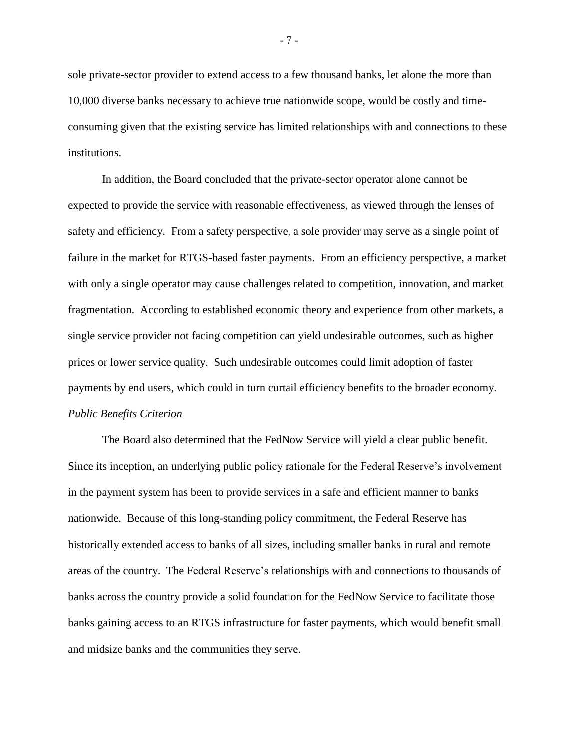sole private-sector provider to extend access to a few thousand banks, let alone the more than 10,000 diverse banks necessary to achieve true nationwide scope, would be costly and time-consuming given that the existing service has limited relationships with and connections to these institutions.

In addition, the Board concluded that the private-sector operator alone cannot be expected to provide the service with reasonable effectiveness, as viewed through the lenses of safety and efficiency. From a safety perspective, a sole provider may serve as a single point of failure in the market for RTGS-based faster payments. From an efficiency perspective, a market with only a single operator may cause challenges related to competition, innovation, and market fragmentation. According to established economic theory and experience from other markets, a single service provider not facing competition can yield undesirable outcomes, such as higher prices or lower service quality. Such undesirable outcomes could limit adoption of faster payments by end users, which could in turn curtail efficiency benefits to the broader economy.

*Public Benefits Criterion*

The Board also determined that the FedNow Service will yield a clear public benefit. Since its inception, an underlying public policy rationale for the Federal Reserve's involvement in the payment system has been to provide services in a safe and efficient manner to banks nationwide. Because of this long-standing policy commitment, the Federal Reserve has historically extended access to banks of all sizes, including smaller banks in rural and remote areas of the country. The Federal Reserve's relationships with and connections to thousands of banks across the country provide a solid foundation for the FedNow Service to facilitate those banks gaining access to an RTGS infrastructure for faster payments, which would benefit small and midsize banks and the communities they serve.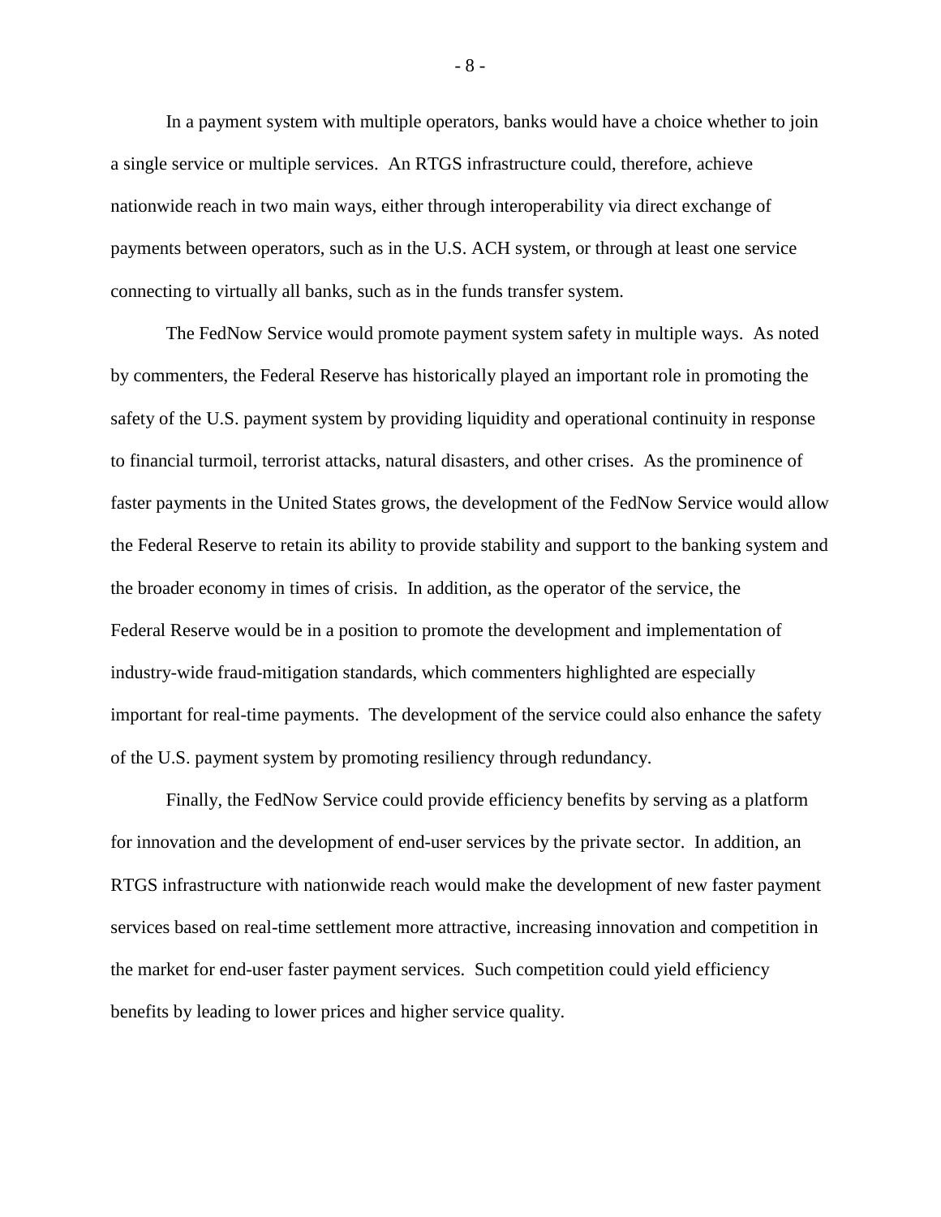In a payment system with multiple operators, banks would have a choice whether to join a single service or multiple services. An RTGS infrastructure could, therefore, achieve nationwide reach in two main ways, either through interoperability via direct exchange of payments between operators, such as in the U.S. ACH system, or through at least one service connecting to virtually all banks, such as in the funds transfer system.

The FedNow Service would promote payment system safety in multiple ways. As noted by commenters, the Federal Reserve has historically played an important role in promoting the safety of the U.S. payment system by providing liquidity and operational continuity in response to financial turmoil, terrorist attacks, natural disasters, and other crises. As the prominence of faster payments in the United States grows, the development of the FedNow Service would allow the Federal Reserve to retain its ability to provide stability and support to the banking system and the broader economy in times of crisis. In addition, as the operator of the service, the Federal Reserve would be in a position to promote the development and implementation of industry-wide fraud-mitigation standards, which commenters highlighted are especially important for real-time payments. The development of the service could also enhance the safety of the U.S. payment system by promoting resiliency through redundancy.

Finally, the FedNow Service could provide efficiency benefits by serving as a platform for innovation and the development of end-user services by the private sector. In addition, an RTGS infrastructure with nationwide reach would make the development of new faster payment services based on real-time settlement more attractive, increasing innovation and competition in the market for end-user faster payment services. Such competition could yield efficiency benefits by leading to lower prices and higher service quality.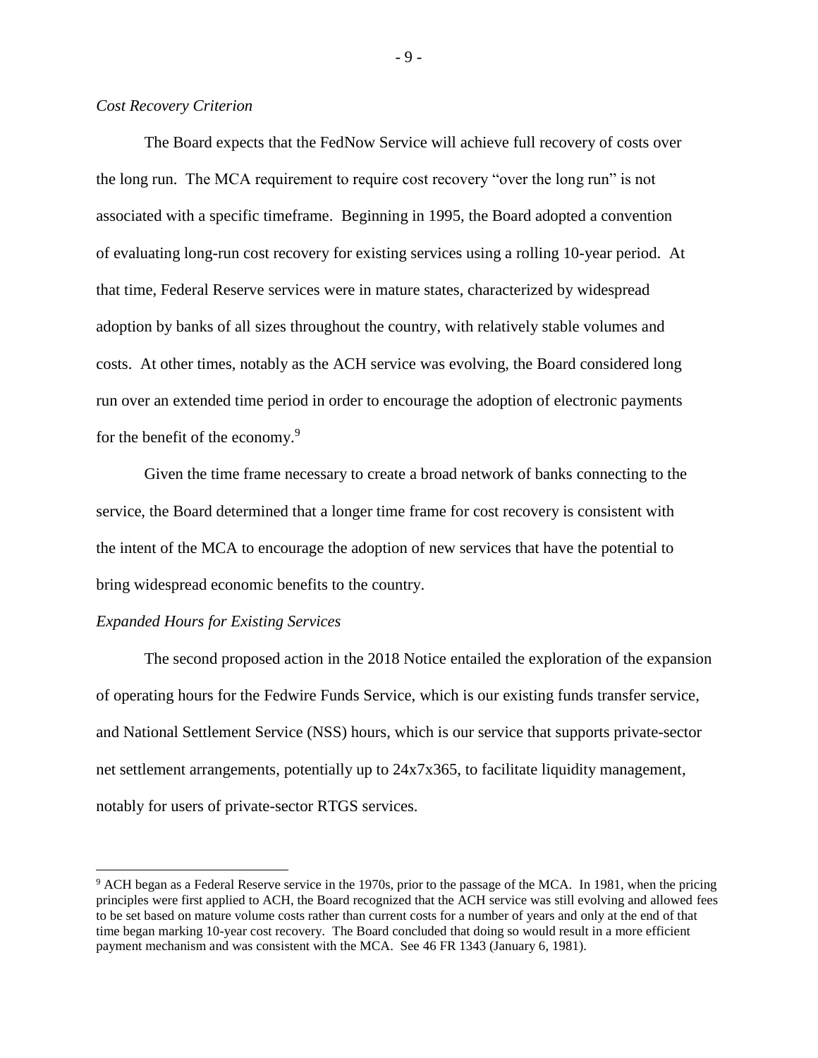*Cost Recovery Criterion*

The Board expects that the FedNow Service will achieve full recovery of costs over the long run. The MCA requirement to require cost recovery "over the long run" is not associated with a specific timeframe. Beginning in 1995, the Board adopted a convention of evaluating long-run cost recovery for existing services using a rolling 10-year period. At that time, Federal Reserve services were in mature states, characterized by widespread adoption by banks of all sizes throughout the country, with relatively stable volumes and costs. At other times, notably as the ACH service was evolving, the Board considered long run over an extended time period in order to encourage the adoption of electronic payments for the benefit of the economy.[9]

Given the time frame necessary to create a broad network of banks connecting to the service, the Board determined that a longer time frame for cost recovery is consistent with the intent of the MCA to encourage the adoption of new services that have the potential to bring widespread economic benefits to the country.

*Expanded Hours for Existing Services*

The second proposed action in the 2018 Notice entailed the exploration of the expansion of operating hours for the Fedwire Funds Service, which is our existing funds transfer service, and National Settlement Service (NSS) hours, which is our service that supports private-sector net settlement arrangements, potentially up to 24x7x365, to facilitate liquidity management, notably for users of private-sector RTGS services.

---

[9] ACH began as a Federal Reserve service in the 1970s, prior to the passage of the MCA. In 1981, when the pricing principles were first applied to ACH, the Board recognized that the ACH service was still evolving and allowed fees to be set based on mature volume costs rather than current costs for a number of years and only at the end of that time began marking 10-year cost recovery. The Board concluded that doing so would result in a more efficient payment mechanism and was consistent with the MCA. See 46 FR 1343 (January 6, 1981).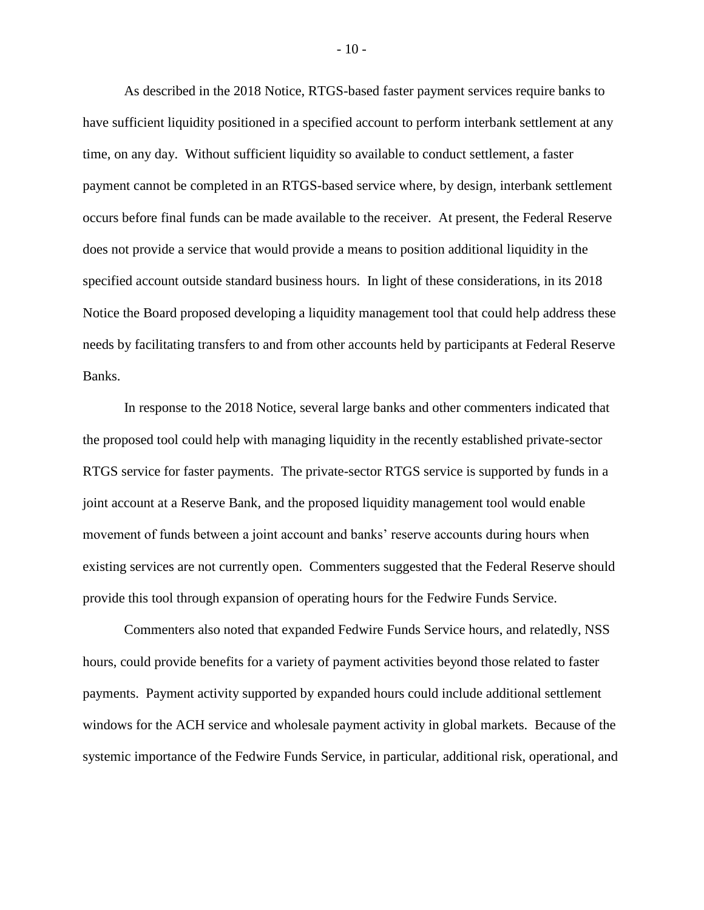As described in the 2018 Notice, RTGS-based faster payment services require banks to have sufficient liquidity positioned in a specified account to perform interbank settlement at any time, on any day. Without sufficient liquidity so available to conduct settlement, a faster payment cannot be completed in an RTGS-based service where, by design, interbank settlement occurs before final funds can be made available to the receiver. At present, the Federal Reserve does not provide a service that would provide a means to position additional liquidity in the specified account outside standard business hours. In light of these considerations, in its 2018 Notice the Board proposed developing a liquidity management tool that could help address these needs by facilitating transfers to and from other accounts held by participants at Federal Reserve Banks.

In response to the 2018 Notice, several large banks and other commenters indicated that the proposed tool could help with managing liquidity in the recently established private-sector RTGS service for faster payments. The private-sector RTGS service is supported by funds in a joint account at a Reserve Bank, and the proposed liquidity management tool would enable movement of funds between a joint account and banks' reserve accounts during hours when existing services are not currently open. Commenters suggested that the Federal Reserve should provide this tool through expansion of operating hours for the Fedwire Funds Service.

Commenters also noted that expanded Fedwire Funds Service hours, and relatedly, NSS hours, could provide benefits for a variety of payment activities beyond those related to faster payments. Payment activity supported by expanded hours could include additional settlement windows for the ACH service and wholesale payment activity in global markets. Because of the systemic importance of the Fedwire Funds Service, in particular, additional risk, operational, and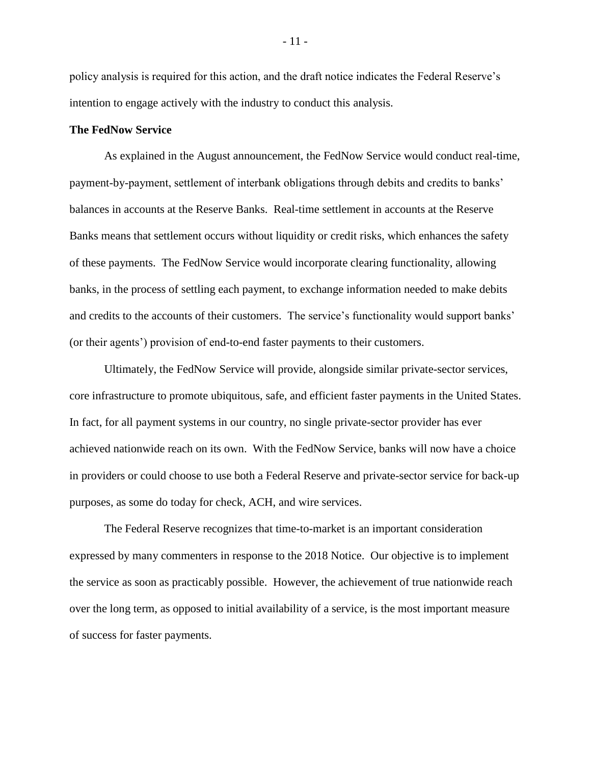policy analysis is required for this action, and the draft notice indicates the Federal Reserve's intention to engage actively with the industry to conduct this analysis.

**The FedNow Service**

As explained in the August announcement, the FedNow Service would conduct real-time, payment-by-payment, settlement of interbank obligations through debits and credits to banks' balances in accounts at the Reserve Banks. Real-time settlement in accounts at the Reserve Banks means that settlement occurs without liquidity or credit risks, which enhances the safety of these payments. The FedNow Service would incorporate clearing functionality, allowing banks, in the process of settling each payment, to exchange information needed to make debits and credits to the accounts of their customers. The service's functionality would support banks' (or their agents') provision of end-to-end faster payments to their customers.

Ultimately, the FedNow Service will provide, alongside similar private-sector services, core infrastructure to promote ubiquitous, safe, and efficient faster payments in the United States. In fact, for all payment systems in our country, no single private-sector provider has ever achieved nationwide reach on its own. With the FedNow Service, banks will now have a choice in providers or could choose to use both a Federal Reserve and private-sector service for back-up purposes, as some do today for check, ACH, and wire services.

The Federal Reserve recognizes that time-to-market is an important consideration expressed by many commenters in response to the 2018 Notice. Our objective is to implement the service as soon as practicably possible. However, the achievement of true nationwide reach over the long term, as opposed to initial availability of a service, is the most important measure of success for faster payments.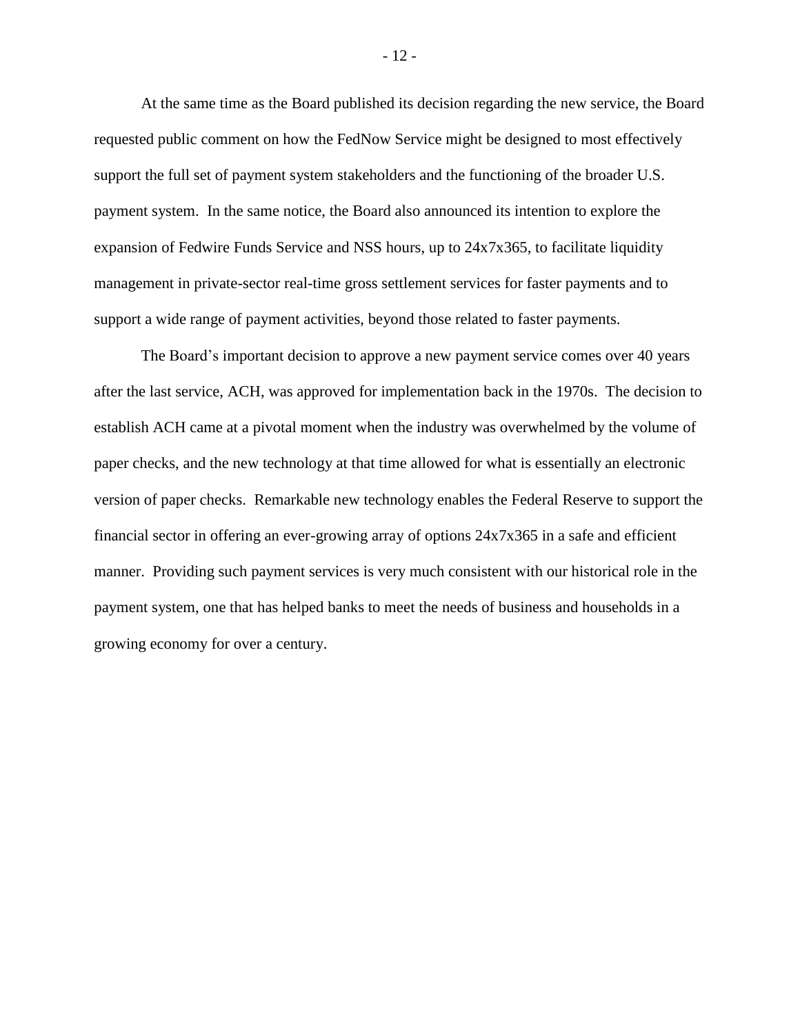At the same time as the Board published its decision regarding the new service, the Board requested public comment on how the FedNow Service might be designed to most effectively support the full set of payment system stakeholders and the functioning of the broader U.S. payment system. In the same notice, the Board also announced its intention to explore the expansion of Fedwire Funds Service and NSS hours, up to 24x7x365, to facilitate liquidity management in private-sector real-time gross settlement services for faster payments and to support a wide range of payment activities, beyond those related to faster payments.

The Board's important decision to approve a new payment service comes over 40 years after the last service, ACH, was approved for implementation back in the 1970s. The decision to establish ACH came at a pivotal moment when the industry was overwhelmed by the volume of paper checks, and the new technology at that time allowed for what is essentially an electronic version of paper checks. Remarkable new technology enables the Federal Reserve to support the financial sector in offering an ever-growing array of options 24x7x365 in a safe and efficient manner. Providing such payment services is very much consistent with our historical role in the payment system, one that has helped banks to meet the needs of business and households in a growing economy for over a century.